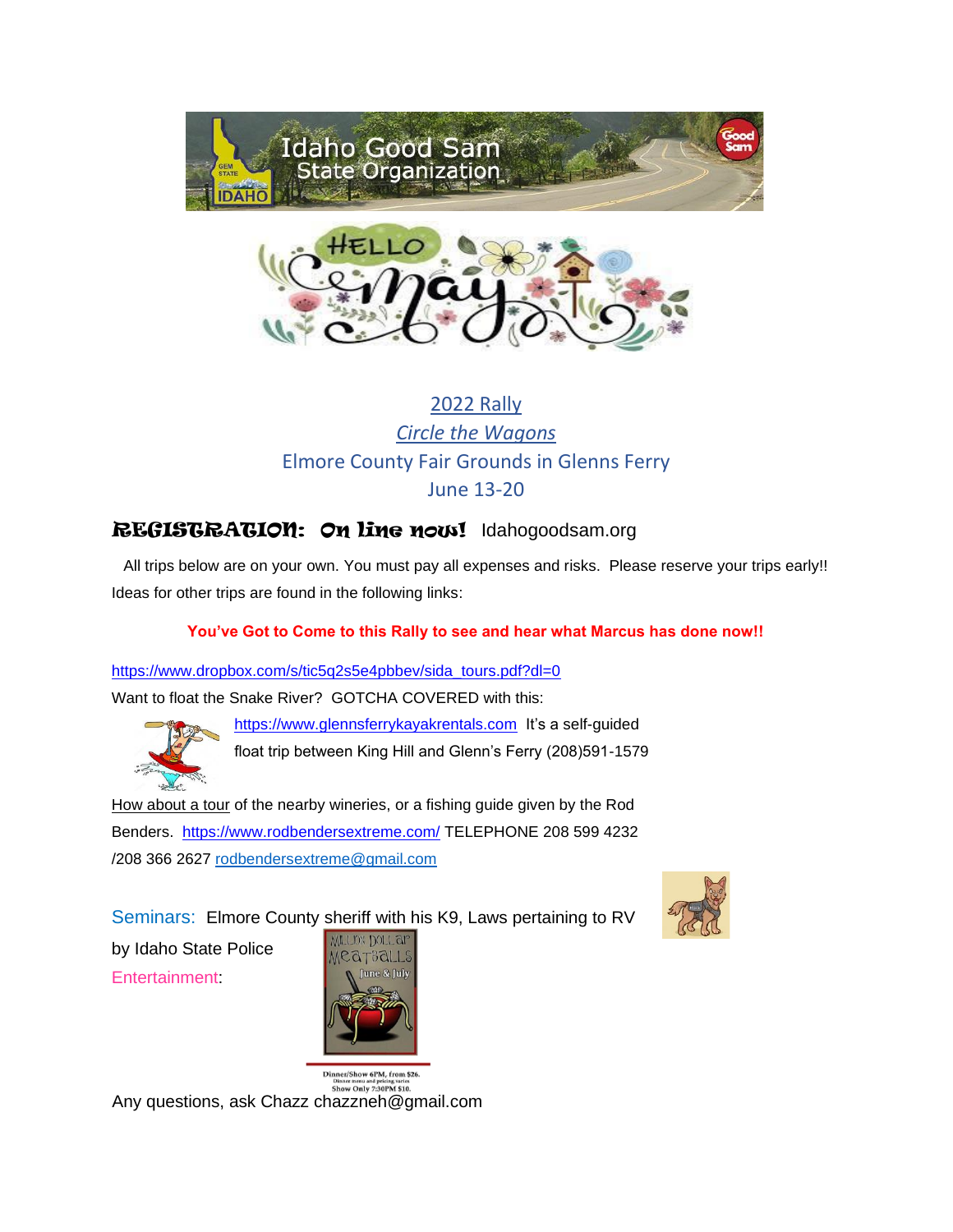Idaho Good Sam State Organization

HELLO May

2022 Rally

*Circle the Wagons*

Elmore County Fair Grounds in Glenns Ferry

June 13-20

## REGISTRATION: On line now! Idahogoodsam.org

All trips below are on your own. You must pay all expenses and risks. Please reserve your trips early!! Ideas for other trips are found in the following links:

**You've Got to Come to this Rally to see and hear what Marcus has done now!!**

https://www.dropbox.com/s/tic5q2s5e4pbbev/sida_tours.pdf?dl=0

Want to float the Snake River? GOTCHA COVERED with this:

https://www.glennsferrykayakrentals.com It's a self-guided float trip between King Hill and Glenn's Ferry (208)591-1579

How about a tour of the nearby wineries, or a fishing guide given by the Rod Benders. https://www.rodbendersextreme.com/ TELEPHONE 208 599 4232 /208 366 2627 rodbendersextreme@gmail.com

Seminars: Elmore County sheriff with his K9, Laws pertaining to RV by Idaho State Police

Entertainment:

Million Dollar Meatballs

June & July

Dinner/Show 6PM, from $26.

Dinner menu and pricing varies

Show Only 7:30PM $10.

Any questions, ask Chazz chazzneh@gmail.com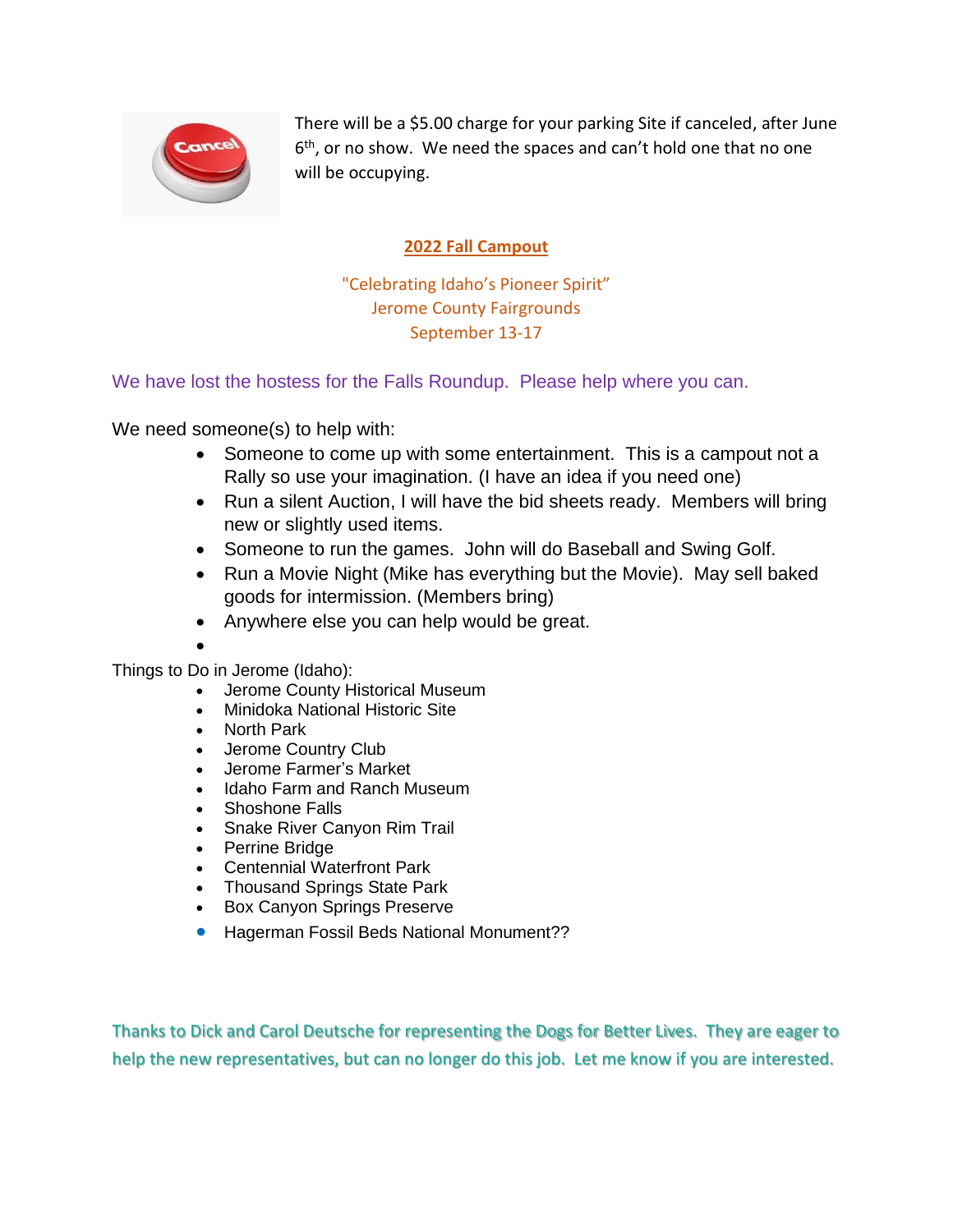There will be a $5.00 charge for your parking Site if canceled, after June 6th, or no show. We need the spaces and can't hold one that no one will be occupying.

## 2022 Fall Campout

"Celebrating Idaho's Pioneer Spirit"
Jerome County Fairgrounds
September 13-17

We have lost the hostess for the Falls Roundup. Please help where you can.

We need someone(s) to help with:

- Someone to come up with some entertainment. This is a campout not a Rally so use your imagination. (I have an idea if you need one)
- Run a silent Auction, I will have the bid sheets ready. Members will bring new or slightly used items.
- Someone to run the games. John will do Baseball and Swing Golf.
- Run a Movie Night (Mike has everything but the Movie). May sell baked goods for intermission. (Members bring)
- Anywhere else you can help would be great.

Things to Do in Jerome (Idaho):

- Jerome County Historical Museum
- Minidoka National Historic Site
- North Park
- Jerome Country Club
- Jerome Farmer's Market
- Idaho Farm and Ranch Museum
- Shoshone Falls
- Snake River Canyon Rim Trail
- Perrine Bridge
- Centennial Waterfront Park
- Thousand Springs State Park
- Box Canyon Springs Preserve
- Hagerman Fossil Beds National Monument??

Thanks to Dick and Carol Deutsche for representing the Dogs for Better Lives. They are eager to help the new representatives, but can no longer do this job. Let me know if you are interested.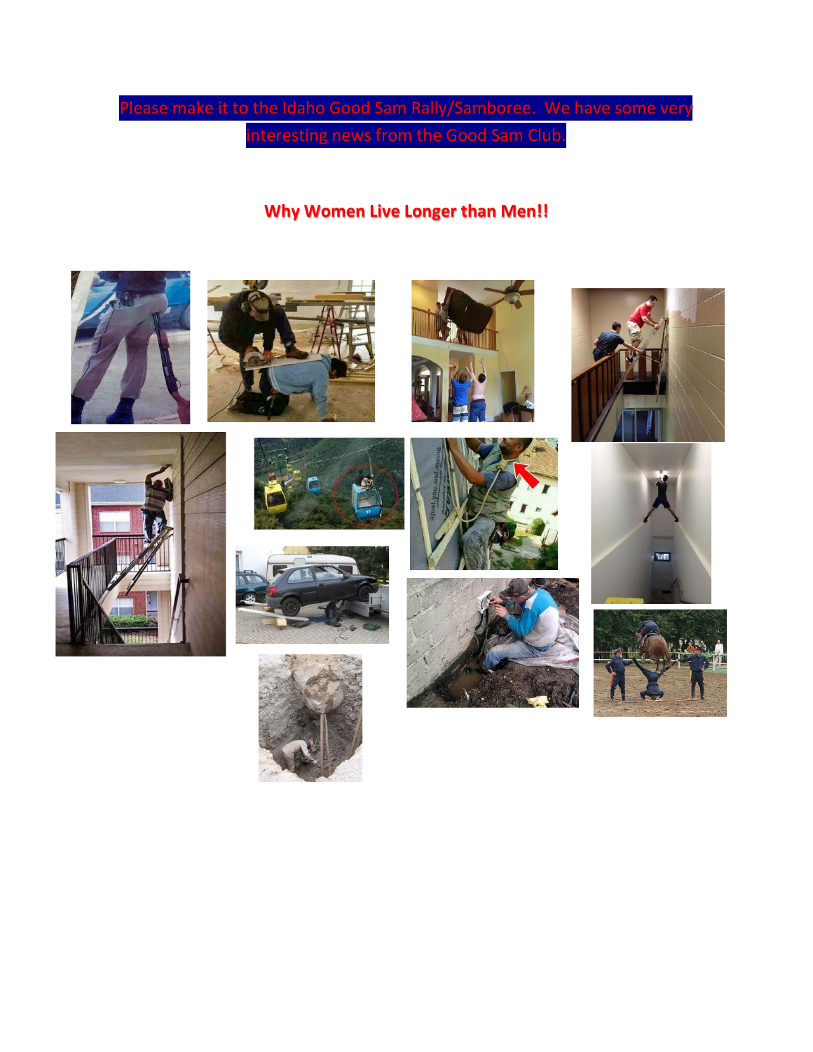Please make it to the Idaho Good Sam Rally/Samboree. We have some very interesting news from the Good Sam Club.

**Why Women Live Longer than Men!!**